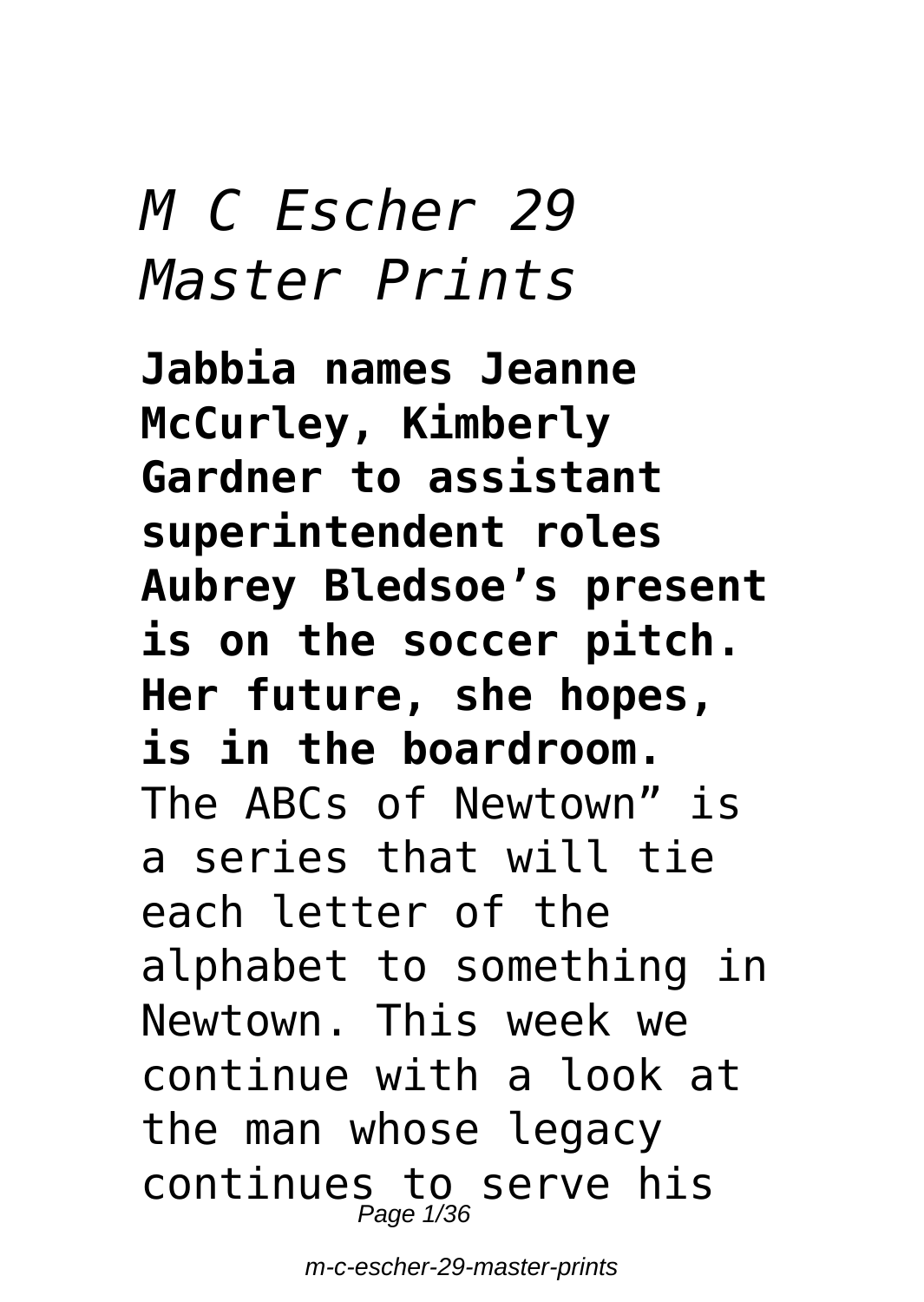# *M C Escher 29 Master Prints*

**Jabbia names Jeanne McCurley, Kimberly Gardner to assistant superintendent roles Aubrey Bledsoe's present is on the soccer pitch. Her future, she hopes, is in the boardroom.**

The ABCs of Newtown" is a series that will tie each letter of the alphabet to something in Newtown. This week we continue with a look at the man whose legacy continues to serve his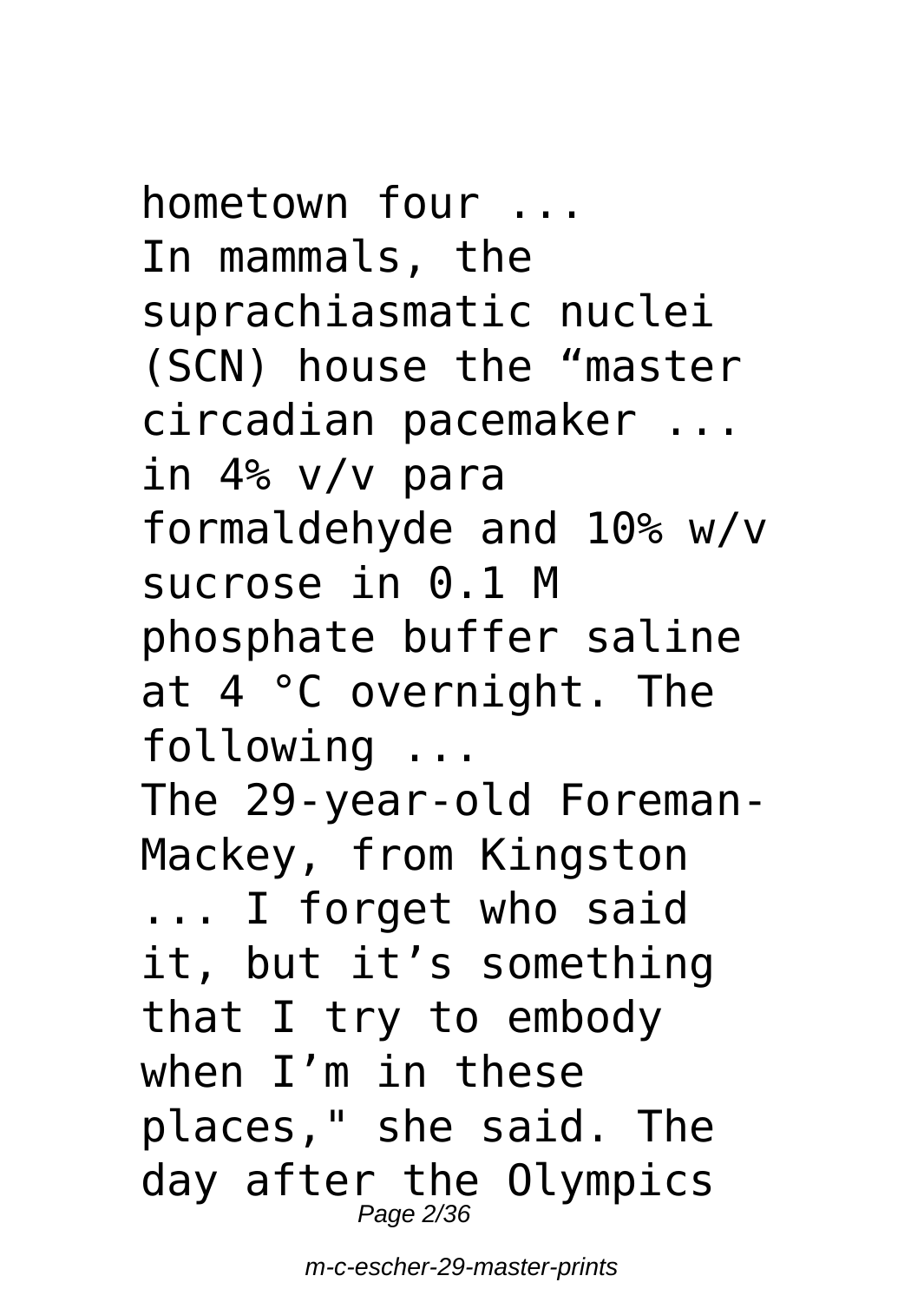hometown four ...
In mammals, the suprachiasmatic nuclei (SCN) house the “master circadian pacemaker ... in 4% v/v para formaldehyde and 10% w/v sucrose in 0.1 M phosphate buffer saline at 4 °C overnight. The following ...
The 29-year-old Foreman-Mackey, from Kingston ... I forget who said it, but it’s something that I try to embody when I’m in these places," she said. The day after the Olympics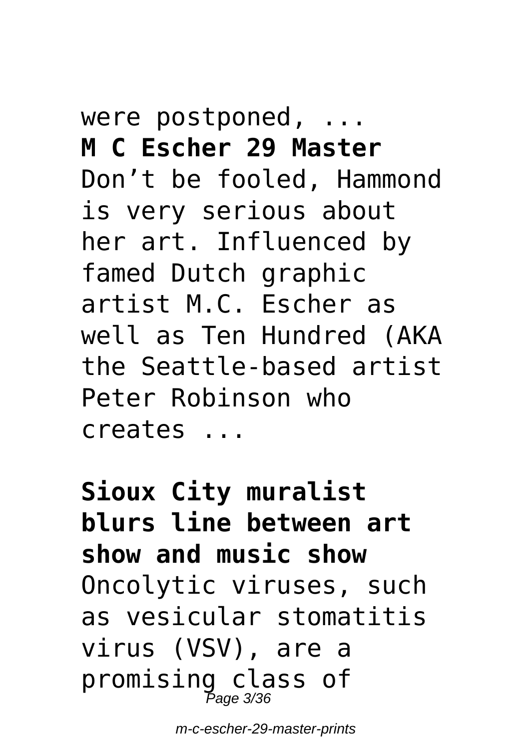were postponed, ...

**M C Escher 29 Master**

Don't be fooled, Hammond is very serious about her art. Influenced by famed Dutch graphic artist M.C. Escher as well as Ten Hundred (AKA the Seattle-based artist Peter Robinson who creates ...

**Sioux City muralist blurs line between art show and music show**

Oncolytic viruses, such as vesicular stomatitis virus (VSV), are a promising class of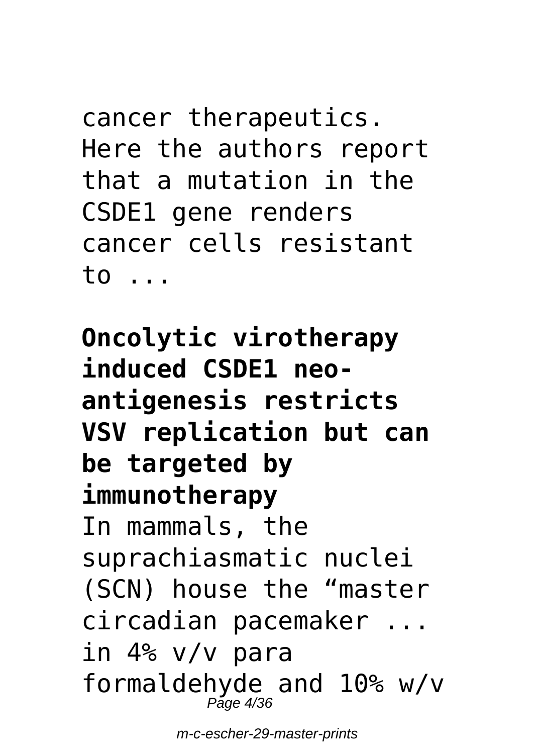cancer therapeutics. Here the authors report that a mutation in the CSDE1 gene renders cancer cells resistant to ...

**Oncolytic virotherapy induced CSDE1 neo-antigenesis restricts VSV replication but can be targeted by immunotherapy**

In mammals, the suprachiasmatic nuclei (SCN) house the "master circadian pacemaker ... in 4% v/v para formaldehyde and 10% w/v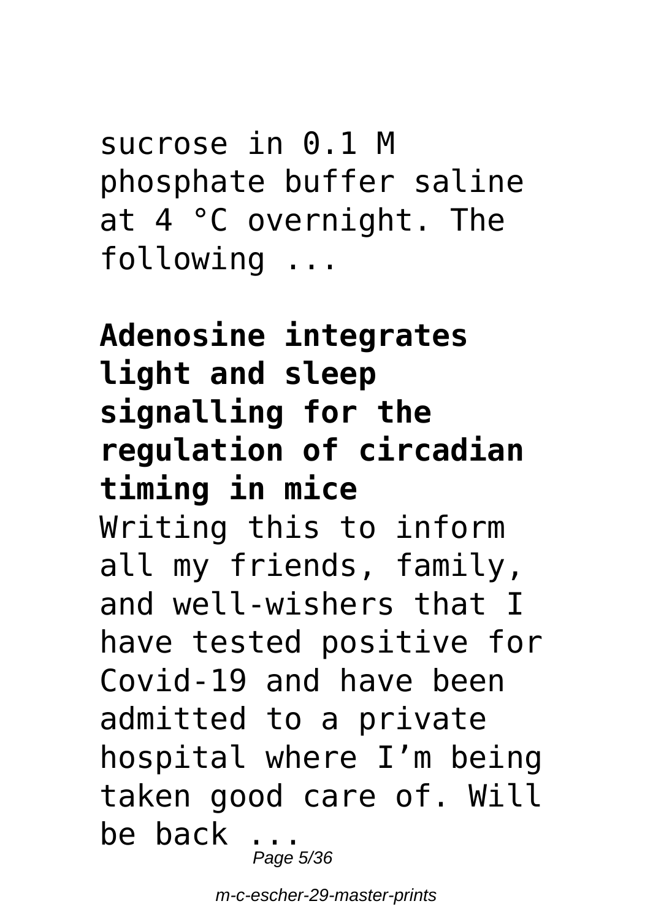sucrose in 0.1 M phosphate buffer saline at 4 °C overnight. The following ...

**Adenosine integrates light and sleep signalling for the regulation of circadian timing in mice**

Writing this to inform all my friends, family, and well-wishers that I have tested positive for Covid-19 and have been admitted to a private hospital where I'm being taken good care of. Will be back ...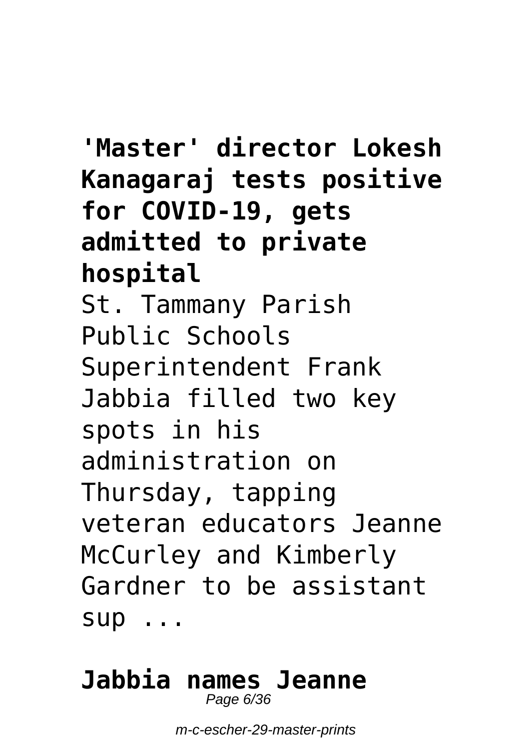**'Master' director Lokesh Kanagaraj tests positive for COVID-19, gets admitted to private hospital**

St. Tammany Parish Public Schools Superintendent Frank Jabbia filled two key spots in his administration on Thursday, tapping veteran educators Jeanne McCurley and Kimberly Gardner to be assistant sup ...

**Jabbia names Jeanne**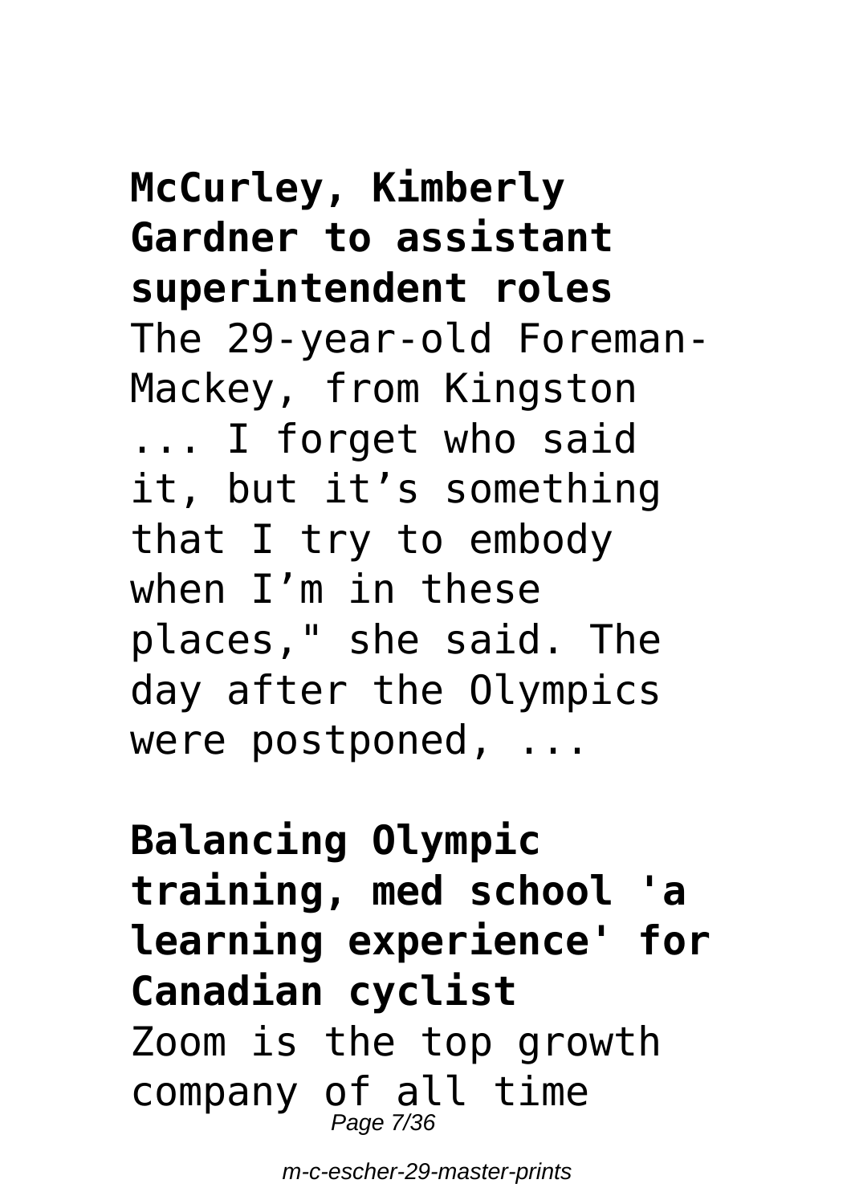**McCurley, Kimberly Gardner to assistant superintendent roles**

The 29-year-old Foreman-Mackey, from Kingston ... I forget who said it, but it’s something that I try to embody when I’m in these places," she said. The day after the Olympics were postponed, ...

**Balancing Olympic training, med school 'a learning experience' for Canadian cyclist**

Zoom is the top growth company of all time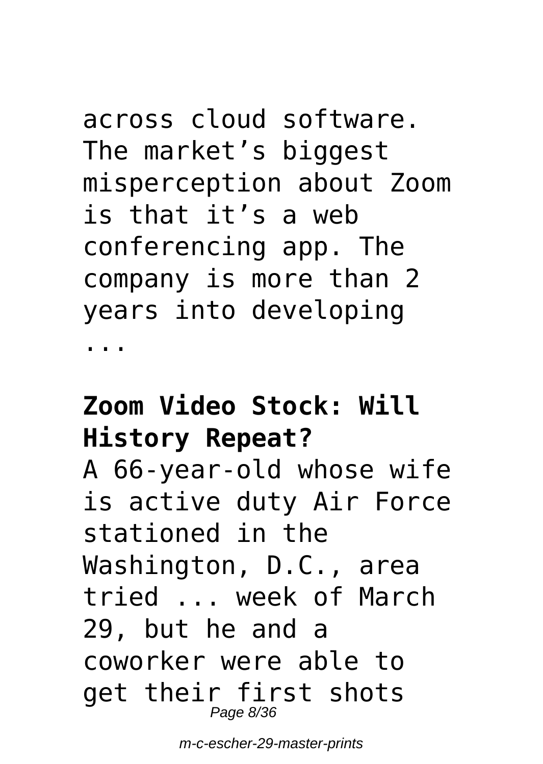across cloud software. The market’s biggest misperception about Zoom is that it’s a web conferencing app. The company is more than 2 years into developing ...

**Zoom Video Stock: Will History Repeat?**

A 66-year-old whose wife is active duty Air Force stationed in the Washington, D.C., area tried ... week of March 29, but he and a coworker were able to get their first shots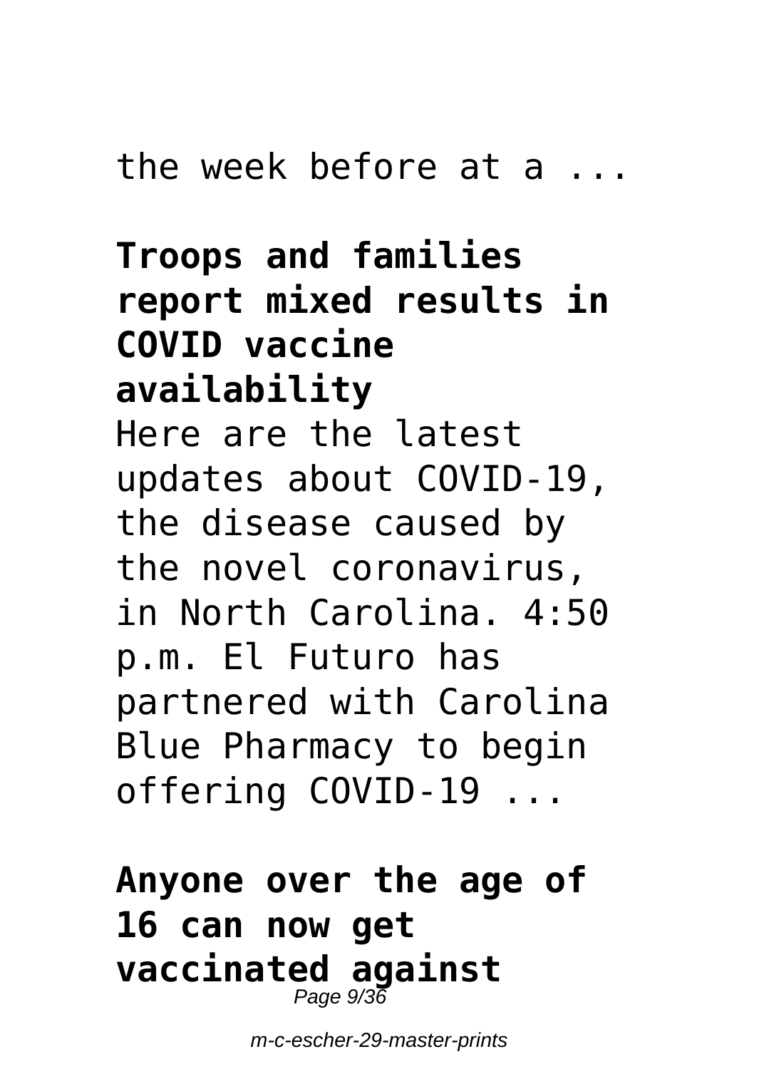the week before at a ...

**Troops and families report mixed results in COVID vaccine availability**

Here are the latest updates about COVID-19, the disease caused by the novel coronavirus, in North Carolina. 4:50 p.m. El Futuro has partnered with Carolina Blue Pharmacy to begin offering COVID-19 ...

**Anyone over the age of 16 can now get vaccinated against**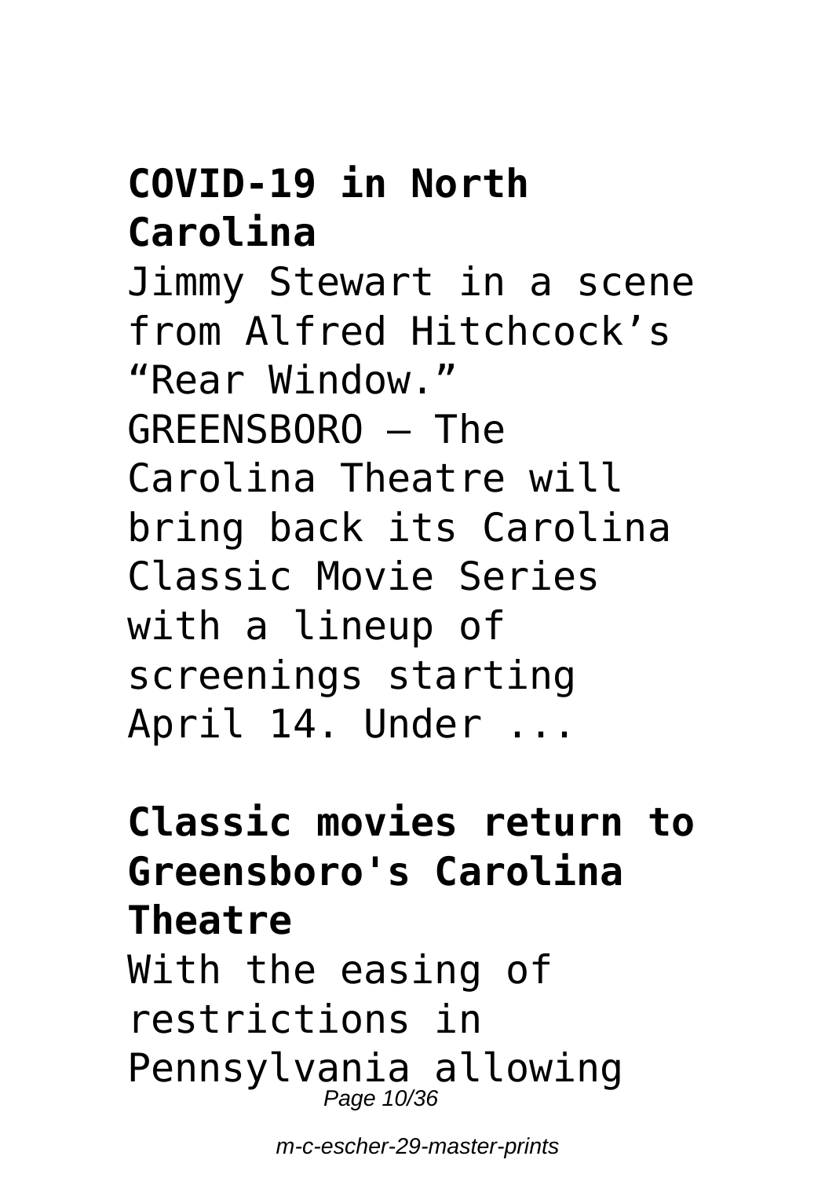**COVID-19 in North Carolina**

Jimmy Stewart in a scene from Alfred Hitchcock's "Rear Window." GREENSBORO — The Carolina Theatre will bring back its Carolina Classic Movie Series with a lineup of screenings starting April 14. Under ...

**Classic movies return to Greensboro's Carolina Theatre**

With the easing of restrictions in Pennsylvania allowing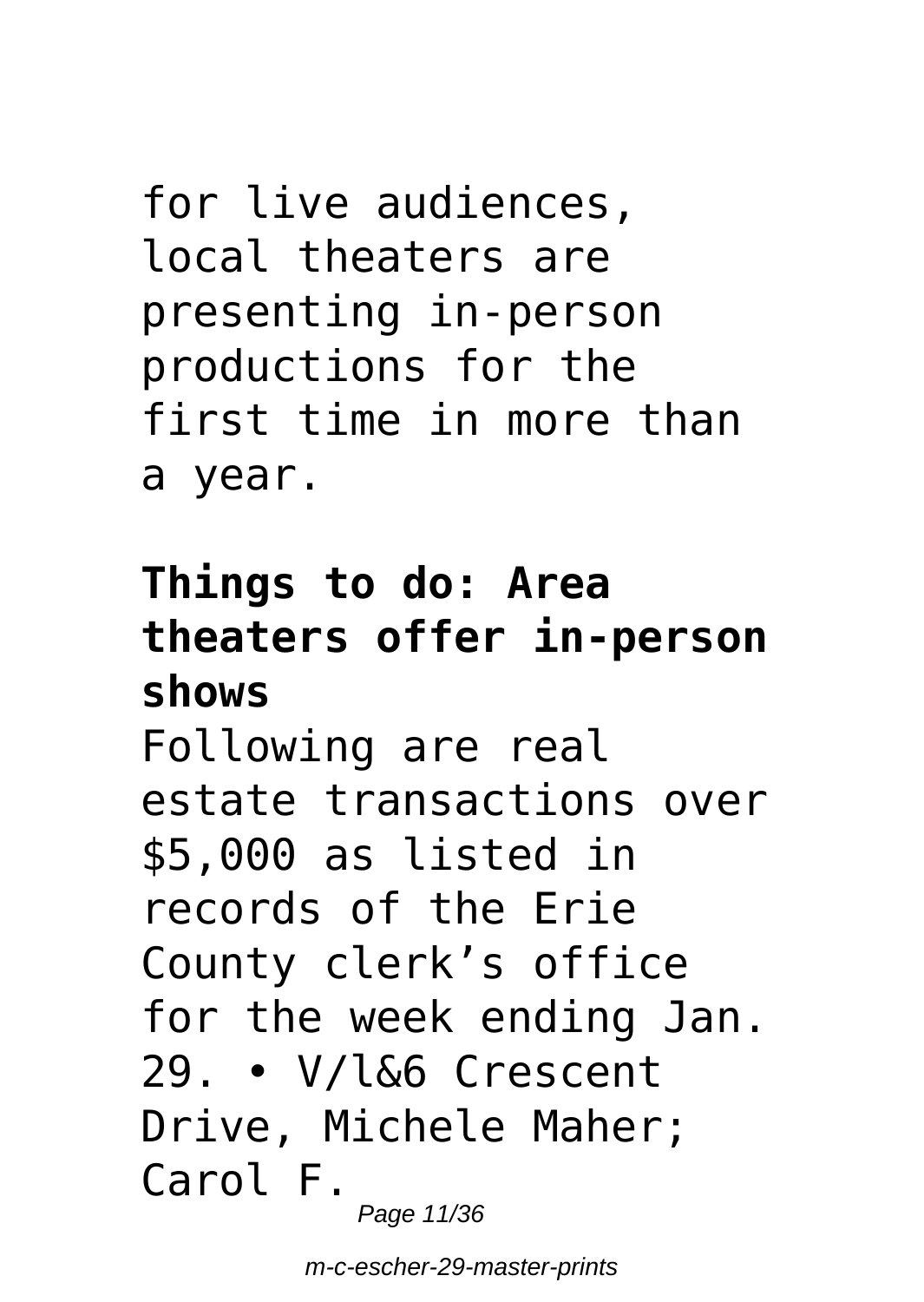for live audiences, local theaters are presenting in-person productions for the first time in more than a year.

**Things to do: Area theaters offer in-person shows**

Following are real estate transactions over $5,000 as listed in records of the Erie County clerk's office for the week ending Jan. 29. • V/l&6 Crescent Drive, Michele Maher; Carol F.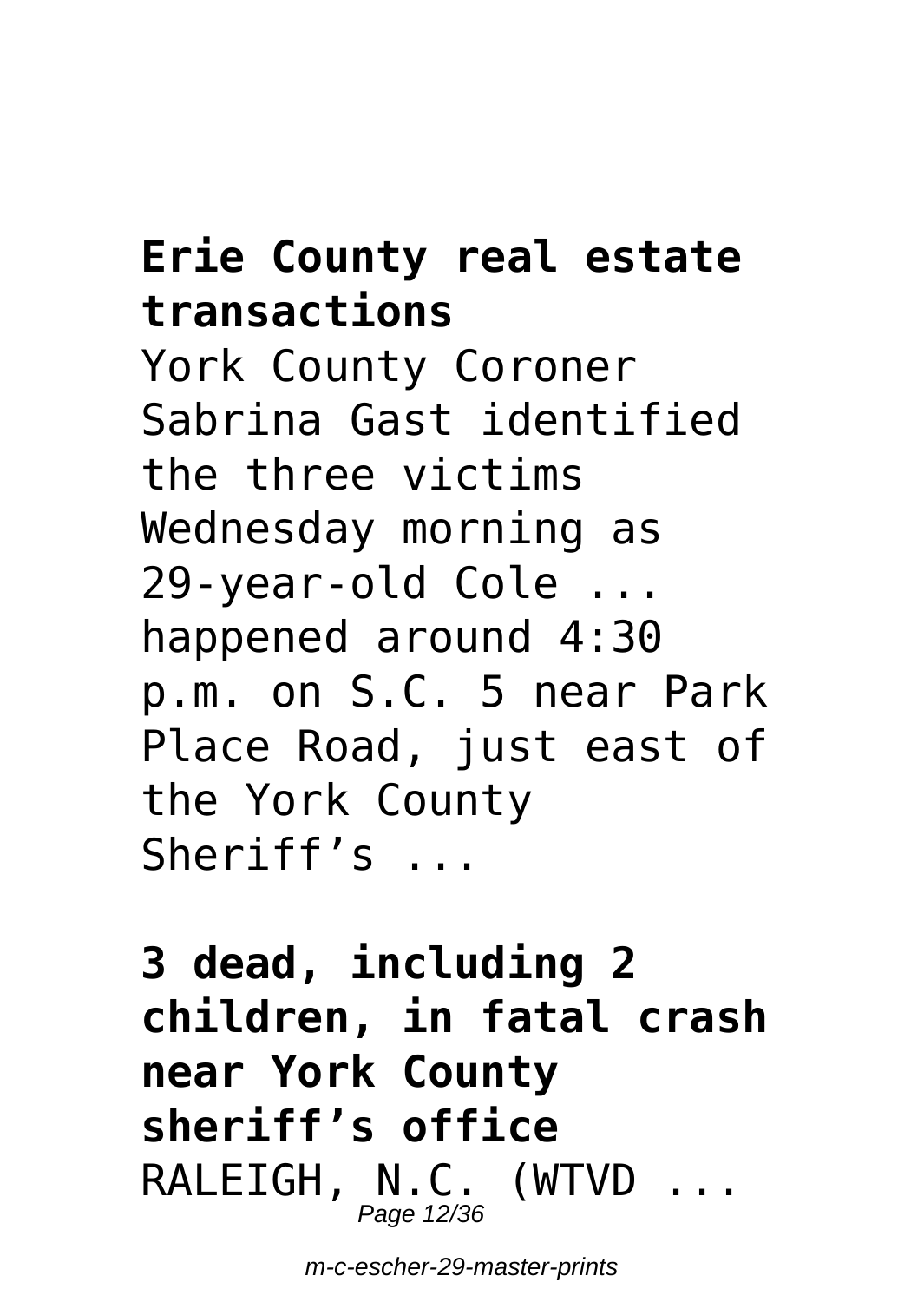**Erie County real estate transactions**

York County Coroner Sabrina Gast identified the three victims Wednesday morning as 29-year-old Cole ... happened around 4:30 p.m. on S.C. 5 near Park Place Road, just east of the York County Sheriff’s ...

**3 dead, including 2 children, in fatal crash near York County sheriff’s office**

RALEIGH, N.C. (WTVD ...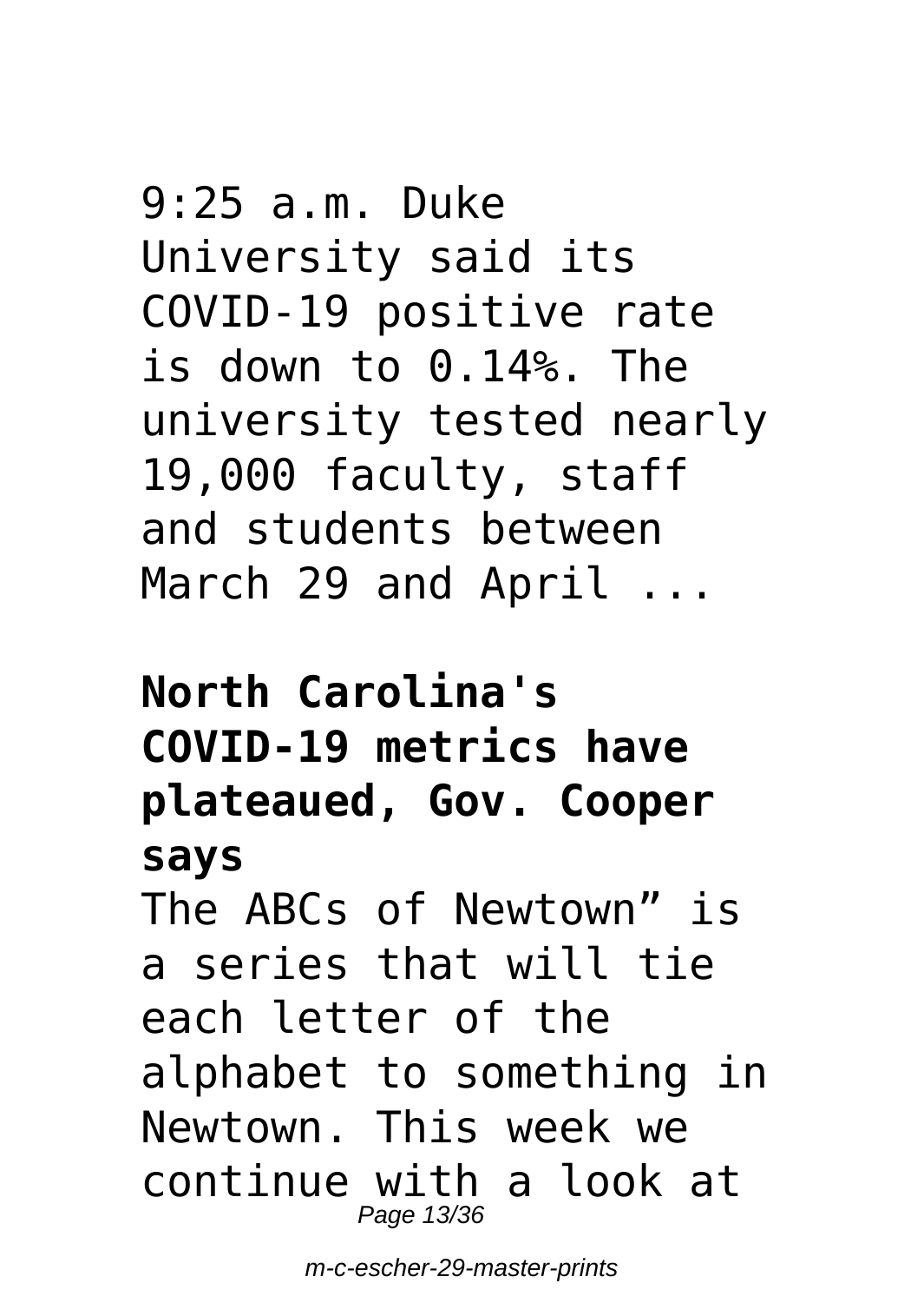9:25 a.m. Duke University said its COVID-19 positive rate is down to 0.14%. The university tested nearly 19,000 faculty, staff and students between March 29 and April ...

**North Carolina's COVID-19 metrics have plateaued, Gov. Cooper says**

The ABCs of Newtown" is a series that will tie each letter of the alphabet to something in Newtown. This week we continue with a look at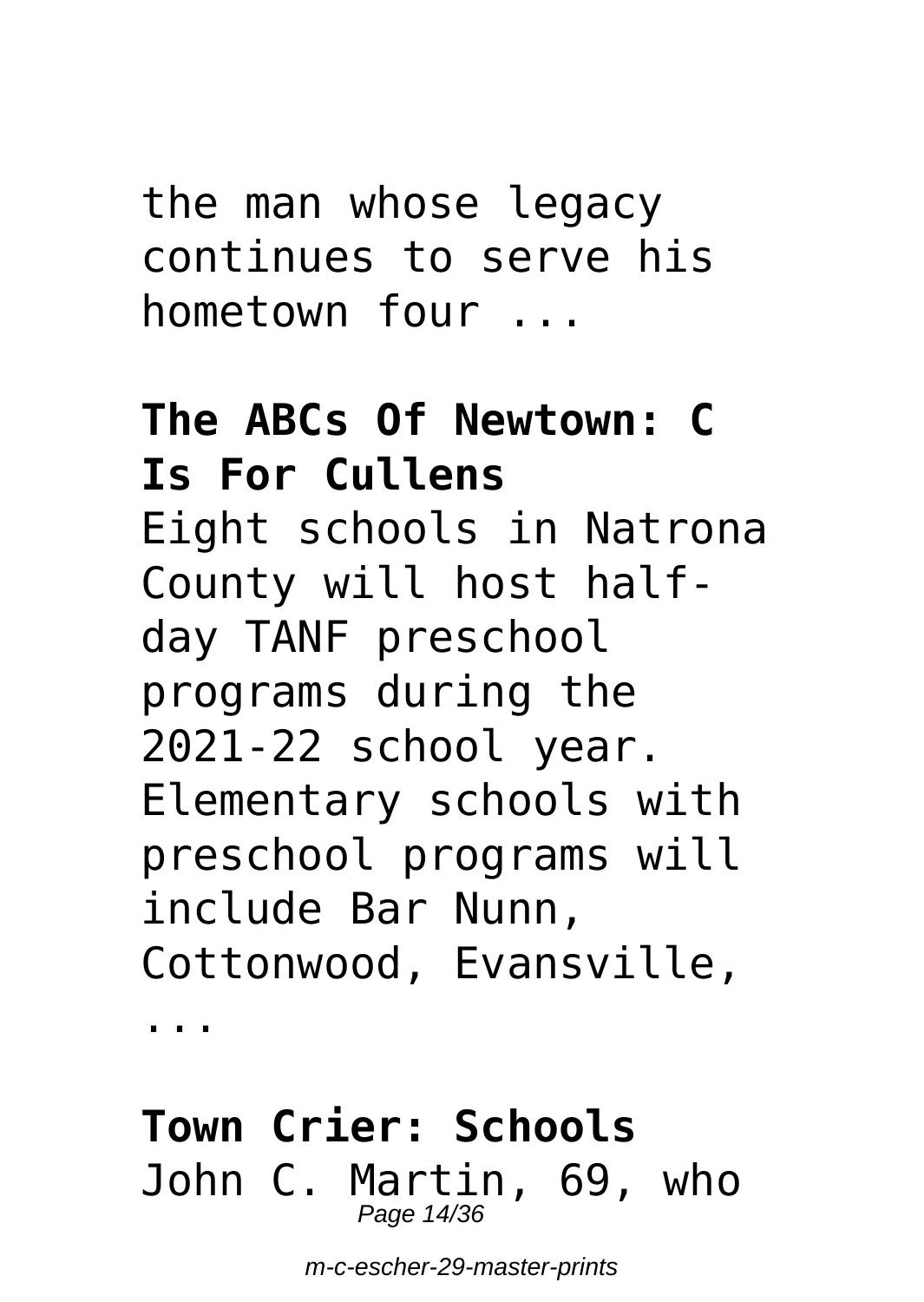the man whose legacy continues to serve his hometown four ...

**The ABCs Of Newtown: C Is For Cullens**

Eight schools in Natrona County will host half-day TANF preschool programs during the 2021-22 school year. Elementary schools with preschool programs will include Bar Nunn, Cottonwood, Evansville, ...

**Town Crier: Schools**

John C. Martin, 69, who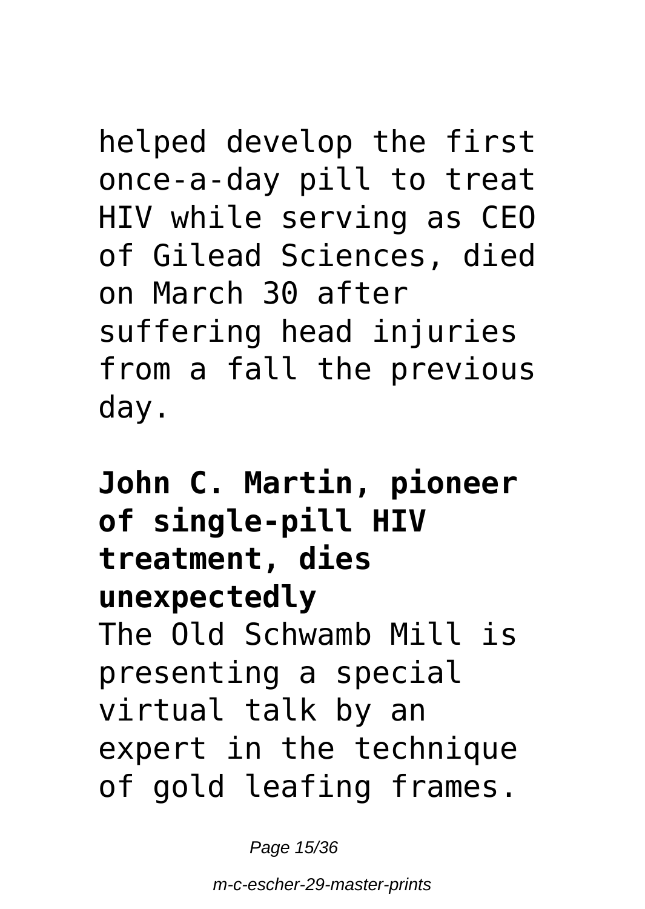helped develop the first once-a-day pill to treat HIV while serving as CEO of Gilead Sciences, died on March 30 after suffering head injuries from a fall the previous day.

**John C. Martin, pioneer of single-pill HIV treatment, dies unexpectedly**

The Old Schwamb Mill is presenting a special virtual talk by an expert in the technique of gold leafing frames.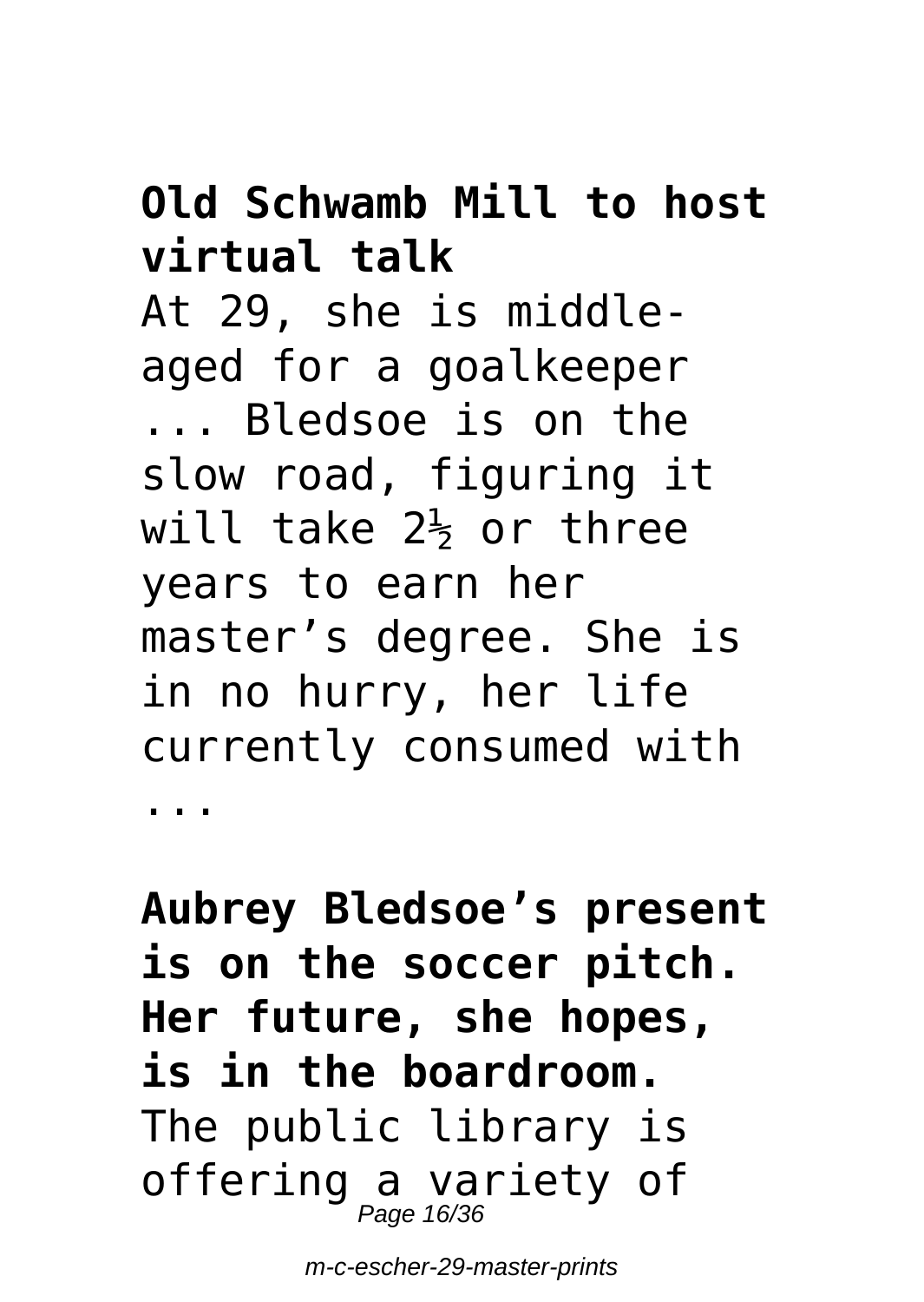**Old Schwamb Mill to host virtual talk**

At 29, she is middle-aged for a goalkeeper ... Bledsoe is on the slow road, figuring it will take 2½ or three years to earn her master's degree. She is in no hurry, her life currently consumed with ...

**Aubrey Bledsoe's present is on the soccer pitch. Her future, she hopes, is in the boardroom.**

The public library is offering a variety of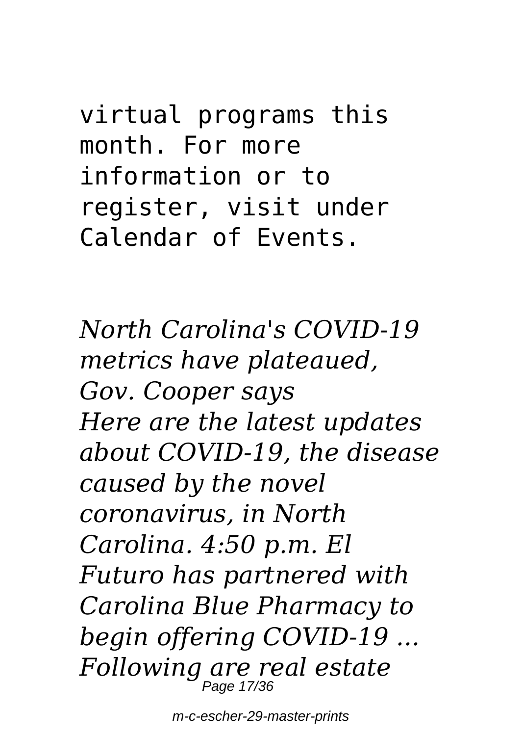virtual programs this month. For more information or to register, visit under Calendar of Events.

*North Carolina's COVID-19 metrics have plateaued, Gov. Cooper says*
*Here are the latest updates about COVID-19, the disease caused by the novel coronavirus, in North Carolina. 4:50 p.m. El Futuro has partnered with Carolina Blue Pharmacy to begin offering COVID-19 ...*
*Following are real estate*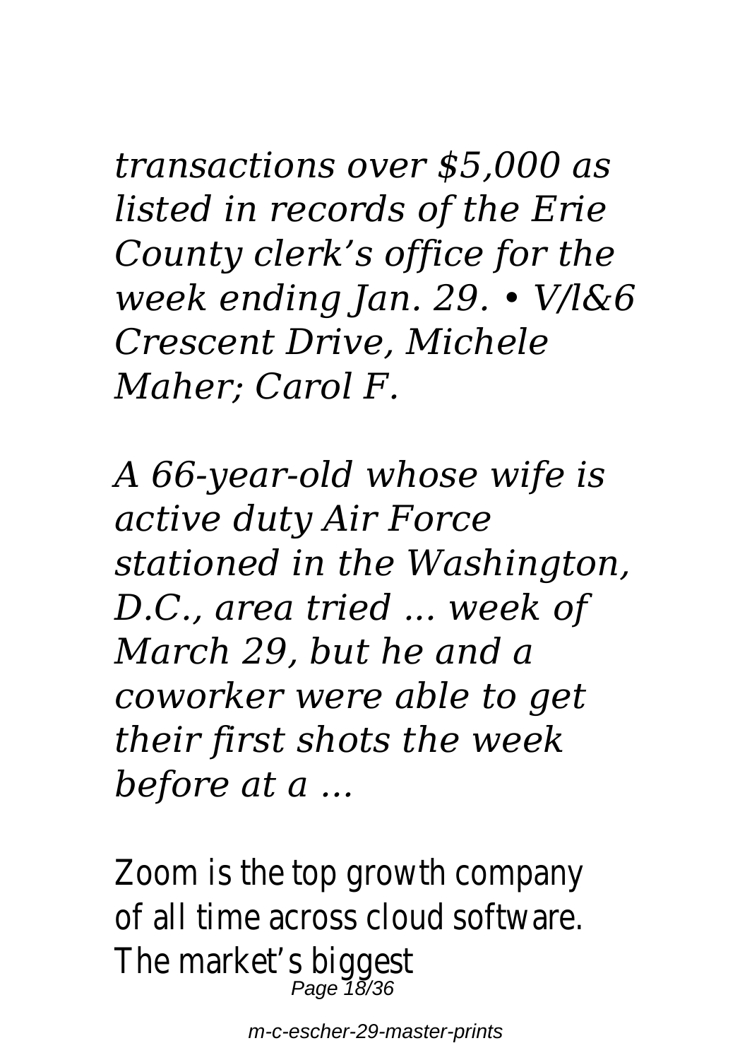*transactions over $5,000 as listed in records of the Erie County clerk's office for the week ending Jan. 29. • V/l&6 Crescent Drive, Michele Maher; Carol F.*

*A 66-year-old whose wife is active duty Air Force stationed in the Washington, D.C., area tried ... week of March 29, but he and a coworker were able to get their first shots the week before at a ...*

Zoom is the top growth company of all time across cloud software. The market's biggest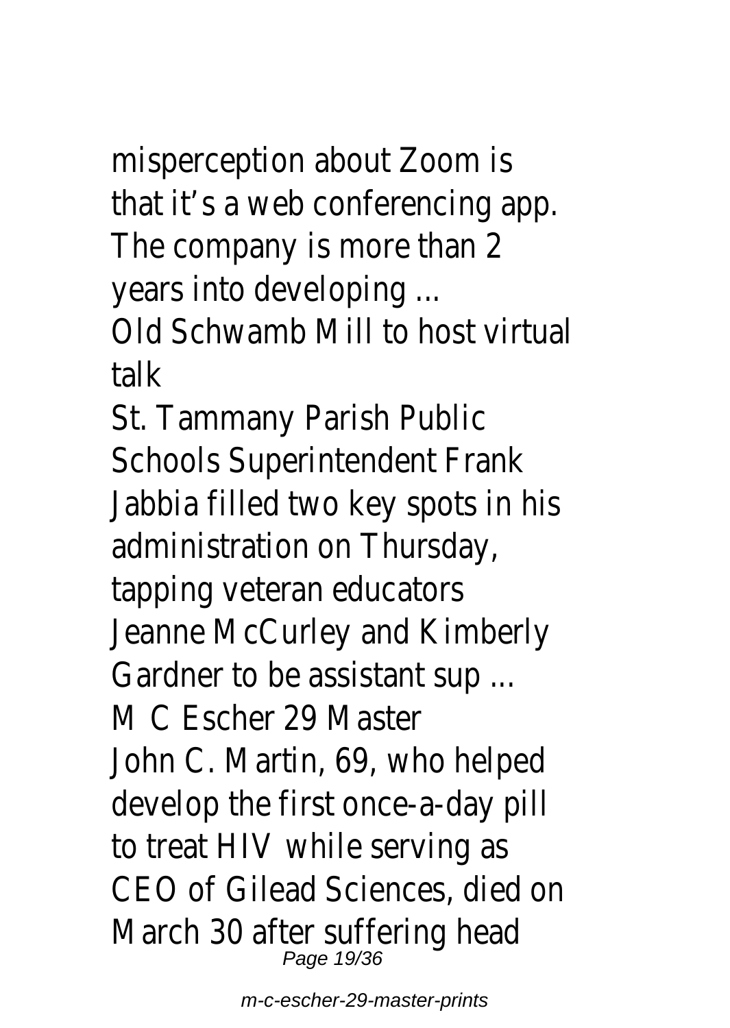misperception about Zoom is that it's a web conferencing app. The company is more than 2 years into developing ...

Old Schwamb Mill to host virtual talk

St. Tammany Parish Public Schools Superintendent Frank Jabbia filled two key spots in his administration on Thursday, tapping veteran educators Jeanne McCurley and Kimberly Gardner to be assistant sup ...

M C Escher 29 Master

John C. Martin, 69, who helped develop the first once-a-day pill to treat HIV while serving as CEO of Gilead Sciences, died on March 30 after suffering head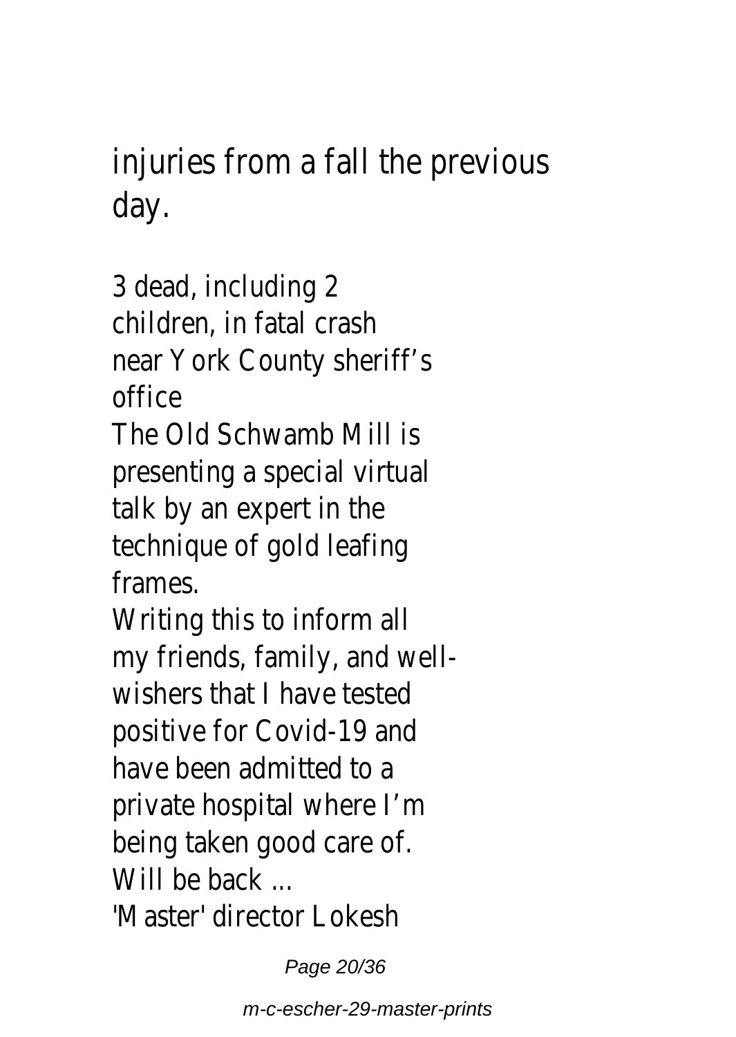injuries from a fall the previous day.

3 dead, including 2 children, in fatal crash near York County sheriff's office

The Old Schwamb Mill is presenting a special virtual talk by an expert in the technique of gold leafing frames.

Writing this to inform all my friends, family, and well-wishers that I have tested positive for Covid-19 and have been admitted to a private hospital where I'm being taken good care of. Will be back ...

'Master' director Lokesh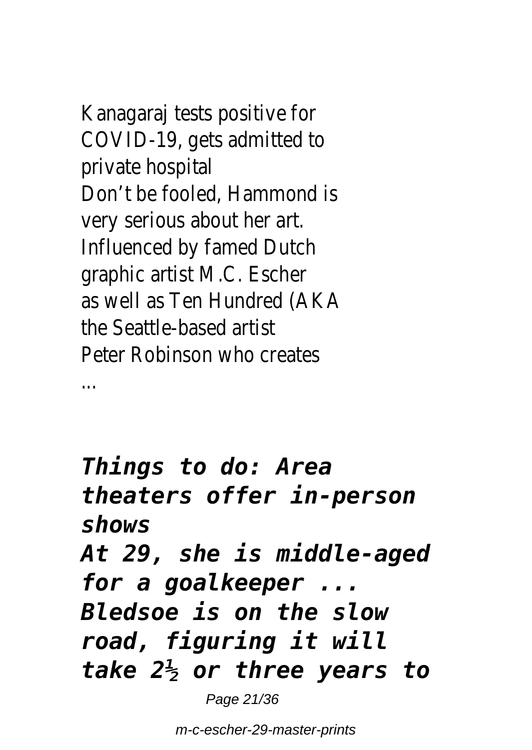Kanagaraj tests positive for COVID-19, gets admitted to private hospital
Don't be fooled, Hammond is very serious about her art. Influenced by famed Dutch graphic artist M.C. Escher as well as Ten Hundred (AKA the Seattle-based artist Peter Robinson who creates ...

***Things to do: Area theaters offer in-person shows***
***At 29, she is middle-aged for a goalkeeper ...***
***Bledsoe is on the slow road, figuring it will take 2½ or three years to***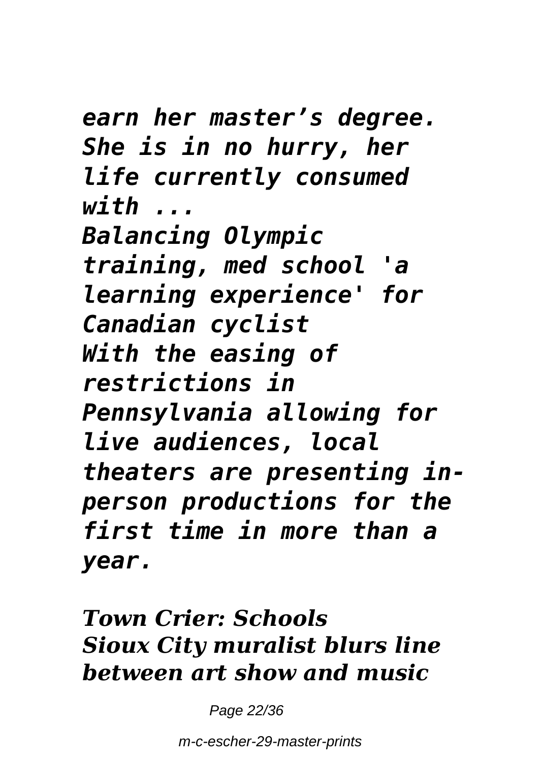*earn her master’s degree. She is in no hurry, her life currently consumed with ...*

*Balancing Olympic training, med school 'a learning experience' for Canadian cyclist*

*With the easing of restrictions in Pennsylvania allowing for live audiences, local theaters are presenting in-person productions for the first time in more than a year.*

***Town Crier: Schools***

***Sioux City muralist blurs line between art show and music***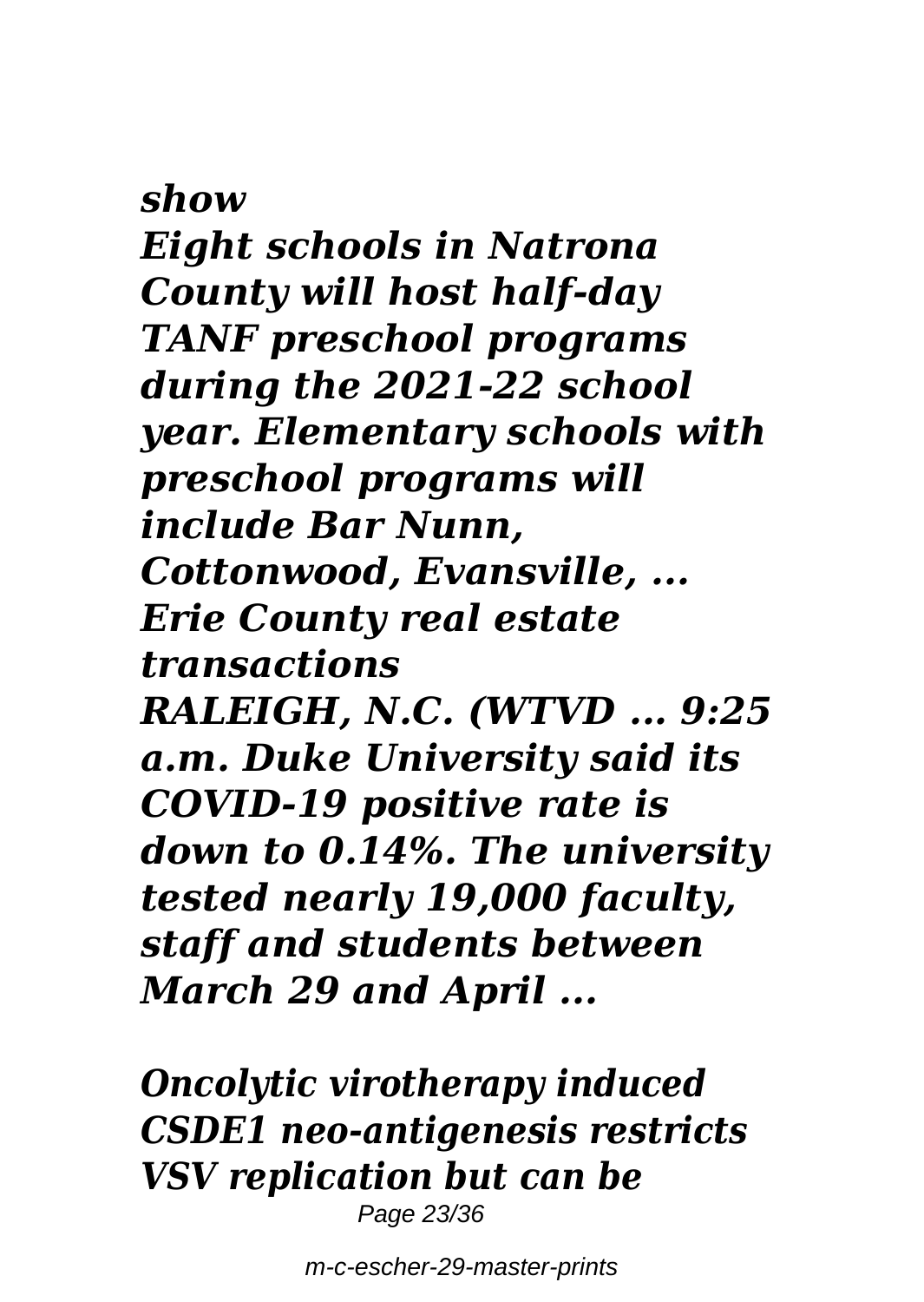*show*
***Eight schools in Natrona County will host half-day TANF preschool programs during the 2021-22 school year. Elementary schools with preschool programs will include Bar Nunn, Cottonwood, Evansville, ...***
***Erie County real estate transactions***
***RALEIGH, N.C. (WTVD ... 9:25 a.m. Duke University said its COVID-19 positive rate is down to 0.14%. The university tested nearly 19,000 faculty, staff and students between March 29 and April ...***

***Oncolytic virotherapy induced CSDE1 neo-antigenesis restricts VSV replication but can be***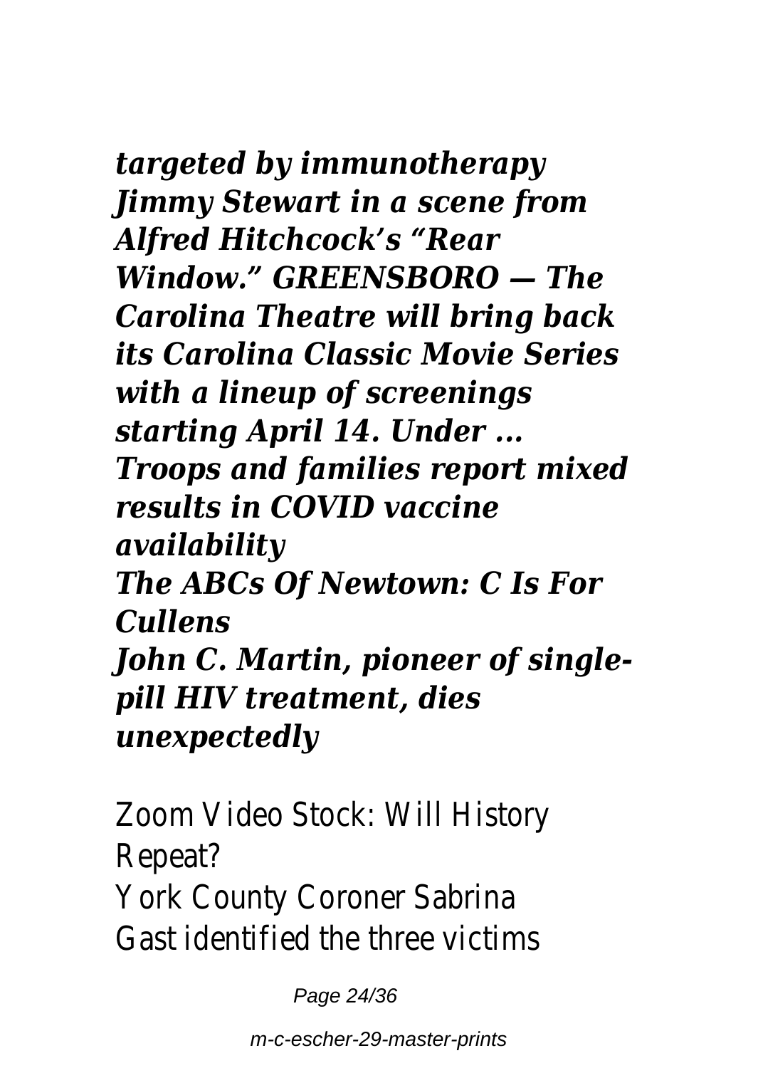***targeted by immunotherapy Jimmy Stewart in a scene from Alfred Hitchcock's "Rear Window." GREENSBORO — The Carolina Theatre will bring back its Carolina Classic Movie Series with a lineup of screenings starting April 14. Under ...***
***Troops and families report mixed results in COVID vaccine availability***
***The ABCs Of Newtown: C Is For Cullens***
***John C. Martin, pioneer of single-pill HIV treatment, dies unexpectedly***

Zoom Video Stock: Will History Repeat?
York County Coroner Sabrina Gast identified the three victims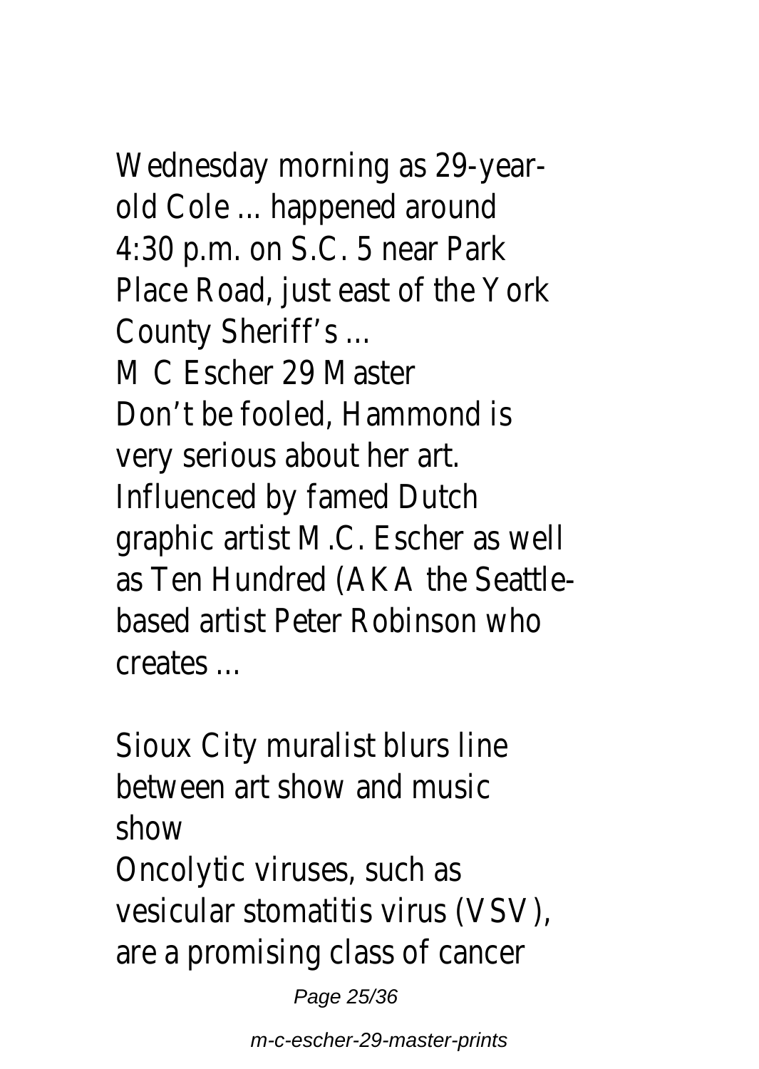Wednesday morning as 29-year-old Cole ... happened around 4:30 p.m. on S.C. 5 near Park Place Road, just east of the York County Sheriff's ...

M C Escher 29 Master

Don't be fooled, Hammond is very serious about her art. Influenced by famed Dutch graphic artist M.C. Escher as well as Ten Hundred (AKA the Seattle-based artist Peter Robinson who creates ...

Sioux City muralist blurs line between art show and music show

Oncolytic viruses, such as vesicular stomatitis virus (VSV), are a promising class of cancer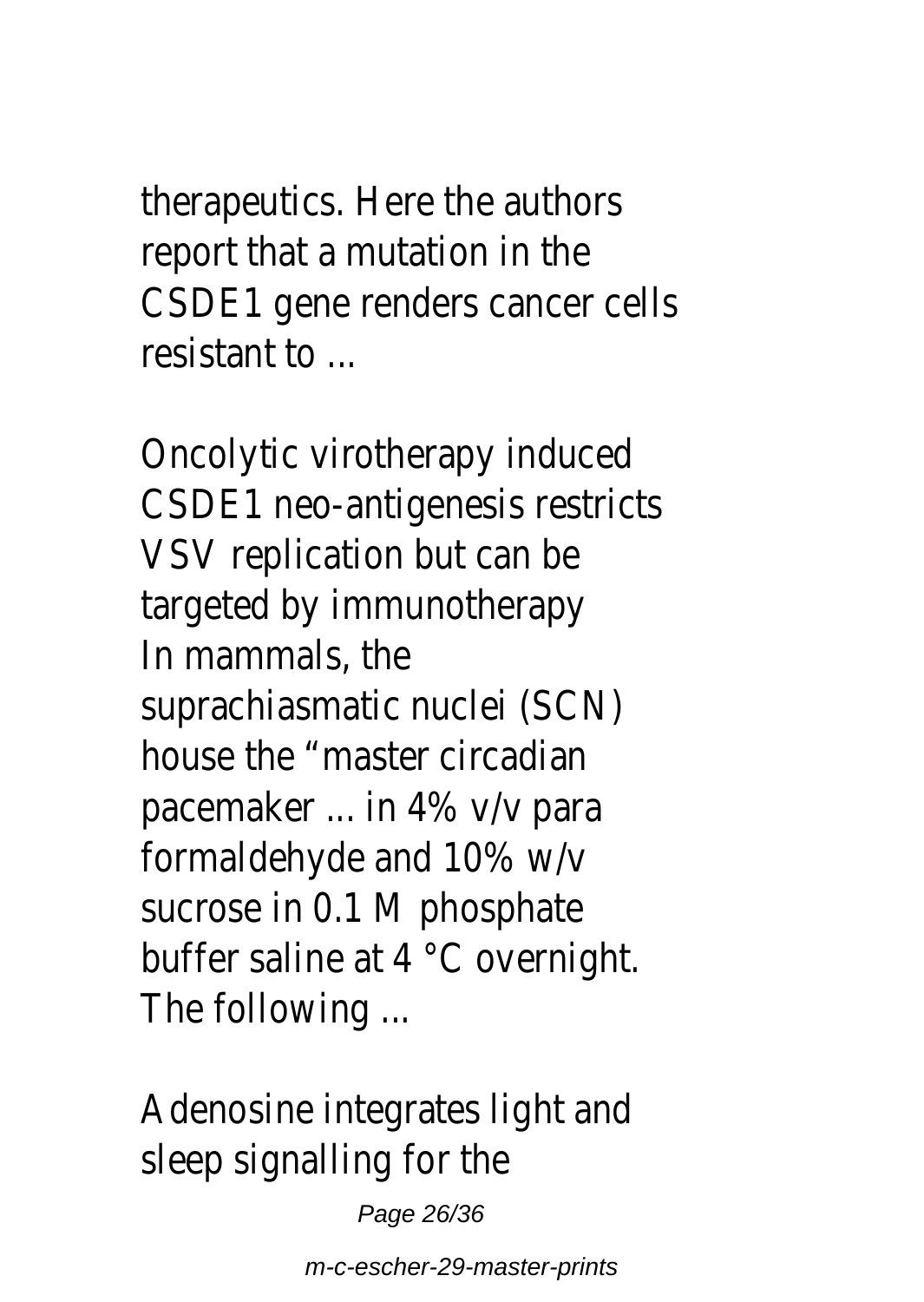therapeutics. Here the authors report that a mutation in the CSDE1 gene renders cancer cells resistant to ...

Oncolytic virotherapy induced CSDE1 neo-antigenesis restricts VSV replication but can be targeted by immunotherapy

In mammals, the suprachiasmatic nuclei (SCN) house the “master circadian pacemaker ... in 4% v/v para formaldehyde and 10% w/v sucrose in 0.1 M phosphate buffer saline at 4 °C overnight. The following ...

Adenosine integrates light and sleep signalling for the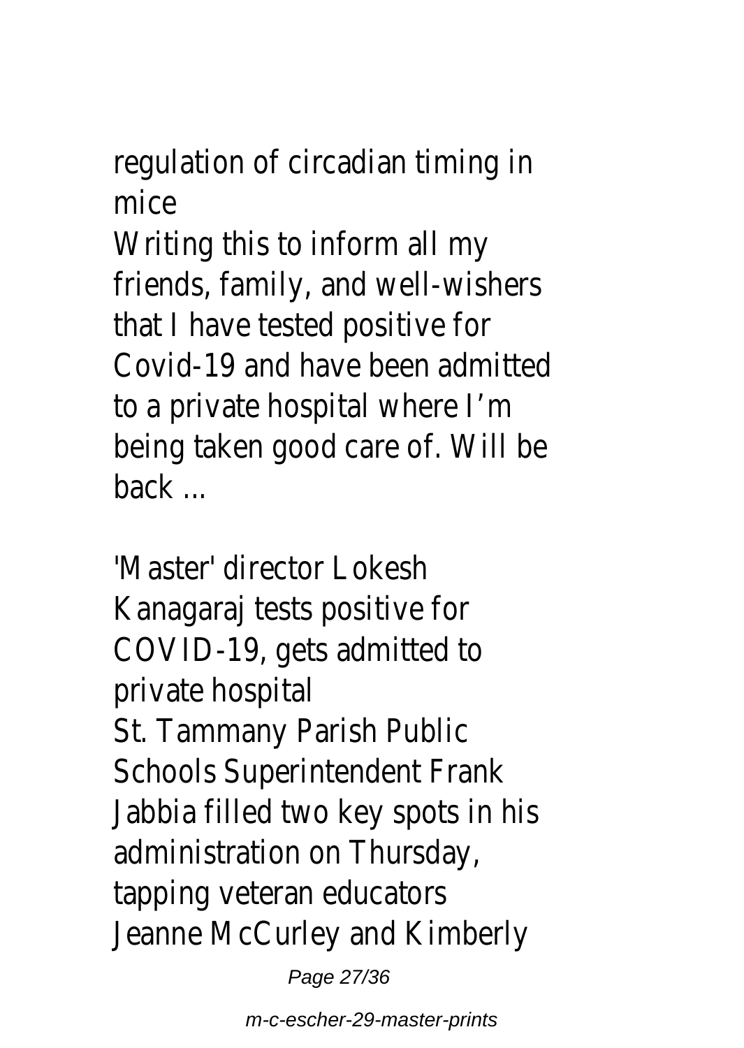regulation of circadian timing in mice

Writing this to inform all my friends, family, and well-wishers that I have tested positive for Covid-19 and have been admitted to a private hospital where I'm being taken good care of. Will be back ...

'Master' director Lokesh Kanagaraj tests positive for COVID-19, gets admitted to private hospital

St. Tammany Parish Public Schools Superintendent Frank Jabbia filled two key spots in his administration on Thursday, tapping veteran educators Jeanne McCurley and Kimberly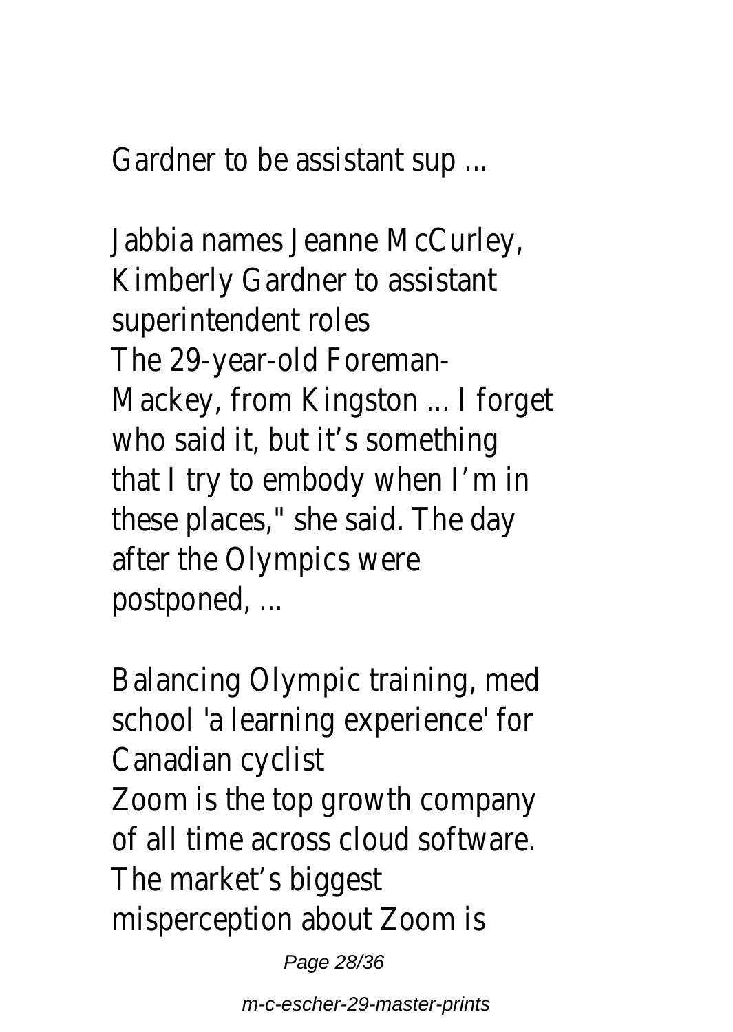Gardner to be assistant sup ...

Jabbia names Jeanne McCurley, Kimberly Gardner to assistant superintendent roles

The 29-year-old Foreman-Mackey, from Kingston ... I forget who said it, but it's something that I try to embody when I'm in these places," she said. The day after the Olympics were postponed, ...

Balancing Olympic training, med school 'a learning experience' for Canadian cyclist

Zoom is the top growth company of all time across cloud software. The market's biggest misperception about Zoom is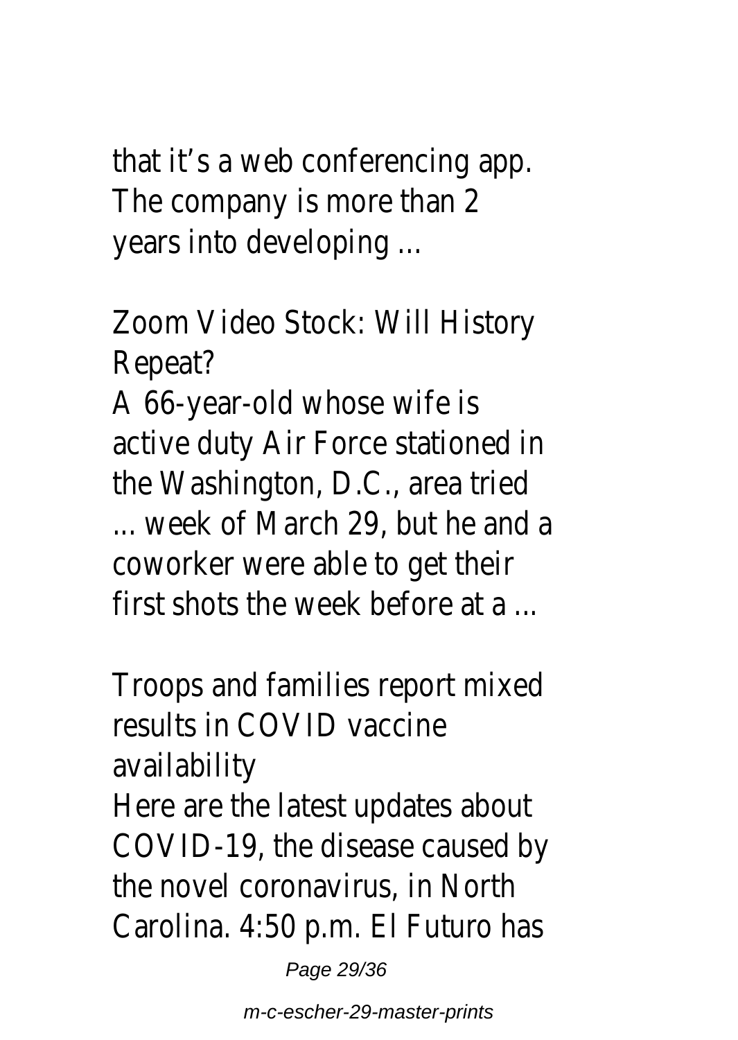that it’s a web conferencing app. The company is more than 2 years into developing ...

Zoom Video Stock: Will History Repeat?

A 66-year-old whose wife is active duty Air Force stationed in the Washington, D.C., area tried ... week of March 29, but he and a coworker were able to get their first shots the week before at a ...

Troops and families report mixed results in COVID vaccine availability

Here are the latest updates about COVID-19, the disease caused by the novel coronavirus, in North Carolina. 4:50 p.m. El Futuro has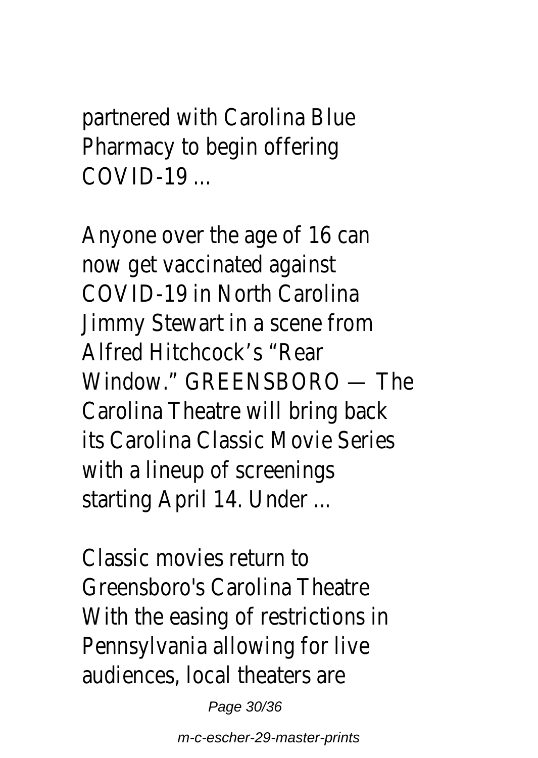partnered with Carolina Blue Pharmacy to begin offering COVID-19 ...

Anyone over the age of 16 can now get vaccinated against COVID-19 in North Carolina
Jimmy Stewart in a scene from Alfred Hitchcock's "Rear Window." GREENSBORO — The Carolina Theatre will bring back its Carolina Classic Movie Series with a lineup of screenings starting April 14. Under ...

Classic movies return to Greensboro's Carolina Theatre
With the easing of restrictions in Pennsylvania allowing for live audiences, local theaters are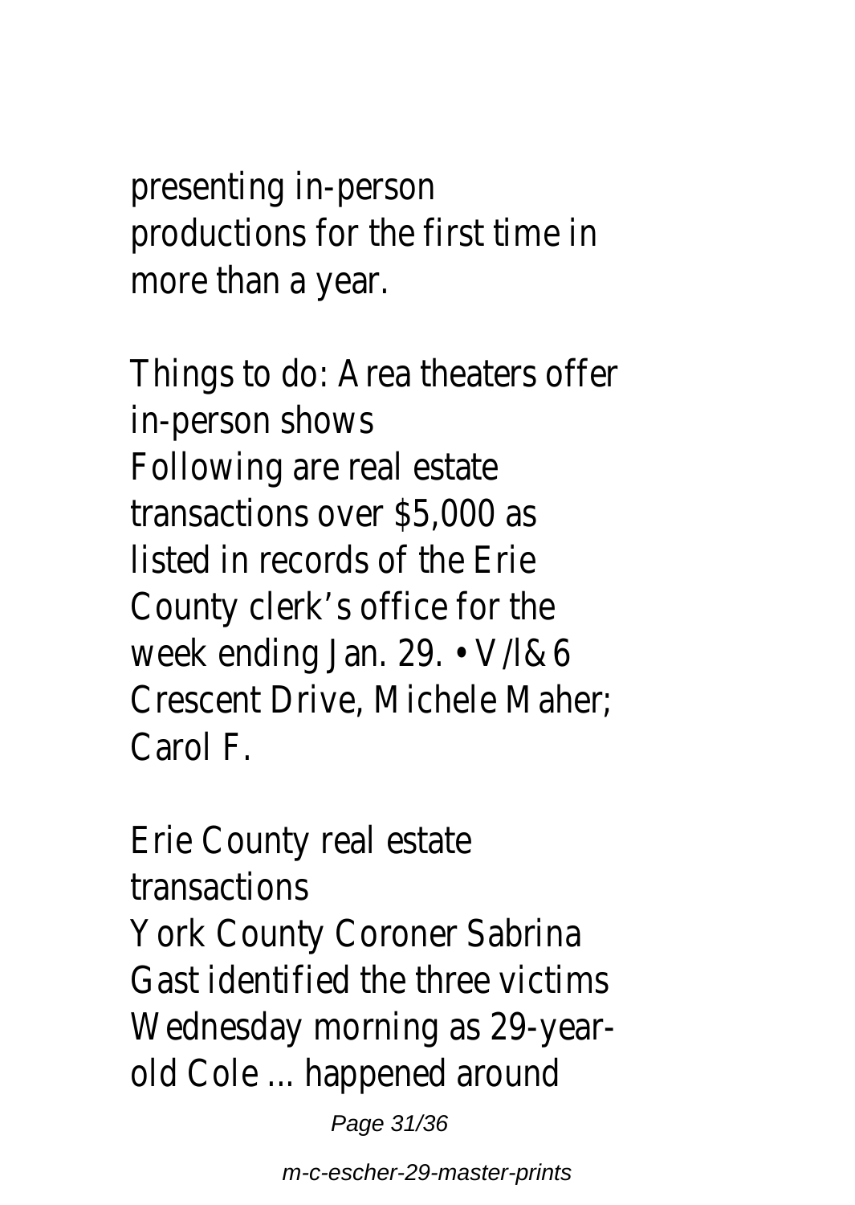presenting in-person productions for the first time in more than a year.

Things to do: Area theaters offer in-person shows

Following are real estate transactions over $5,000 as listed in records of the Erie County clerk's office for the week ending Jan. 29. • V/l&6 Crescent Drive, Michele Maher; Carol F.

Erie County real estate transactions

York County Coroner Sabrina Gast identified the three victims Wednesday morning as 29-year-old Cole ... happened around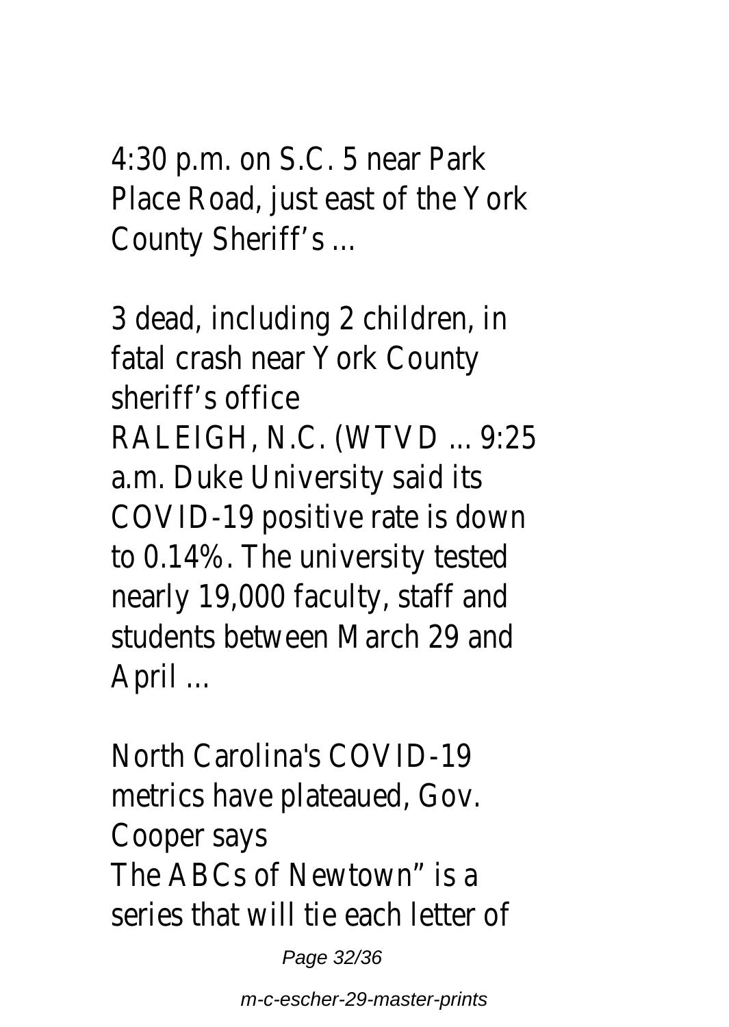4:30 p.m. on S.C. 5 near Park Place Road, just east of the York County Sheriff's ...

## 3 dead, including 2 children, in fatal crash near York County sheriff's office

RALEIGH, N.C. (WTVD ... 9:25 a.m. Duke University said its COVID-19 positive rate is down to 0.14%. The university tested nearly 19,000 faculty, staff and students between March 29 and April ...

## North Carolina's COVID-19 metrics have plateaued, Gov. Cooper says

The ABCs of Newtown" is a series that will tie each letter of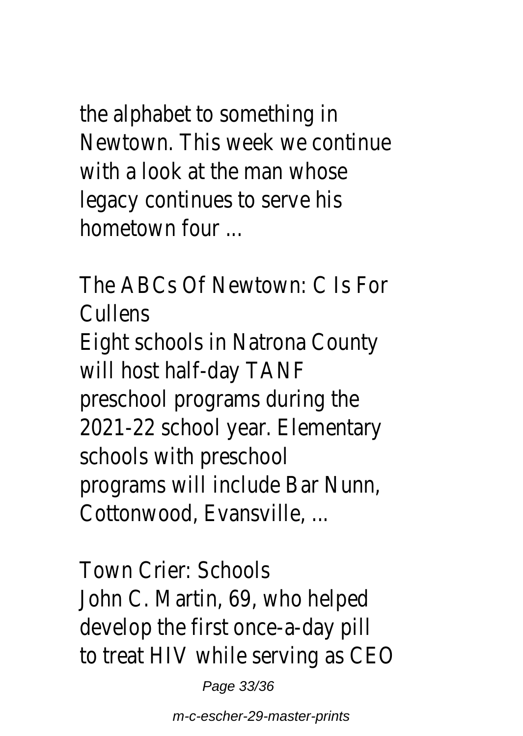the alphabet to something in Newtown. This week we continue with a look at the man whose legacy continues to serve his hometown four ...

The ABCs Of Newtown: C Is For Cullens

Eight schools in Natrona County will host half-day TANF preschool programs during the 2021-22 school year. Elementary schools with preschool programs will include Bar Nunn, Cottonwood, Evansville, ...

Town Crier: Schools

John C. Martin, 69, who helped develop the first once-a-day pill to treat HIV while serving as CEO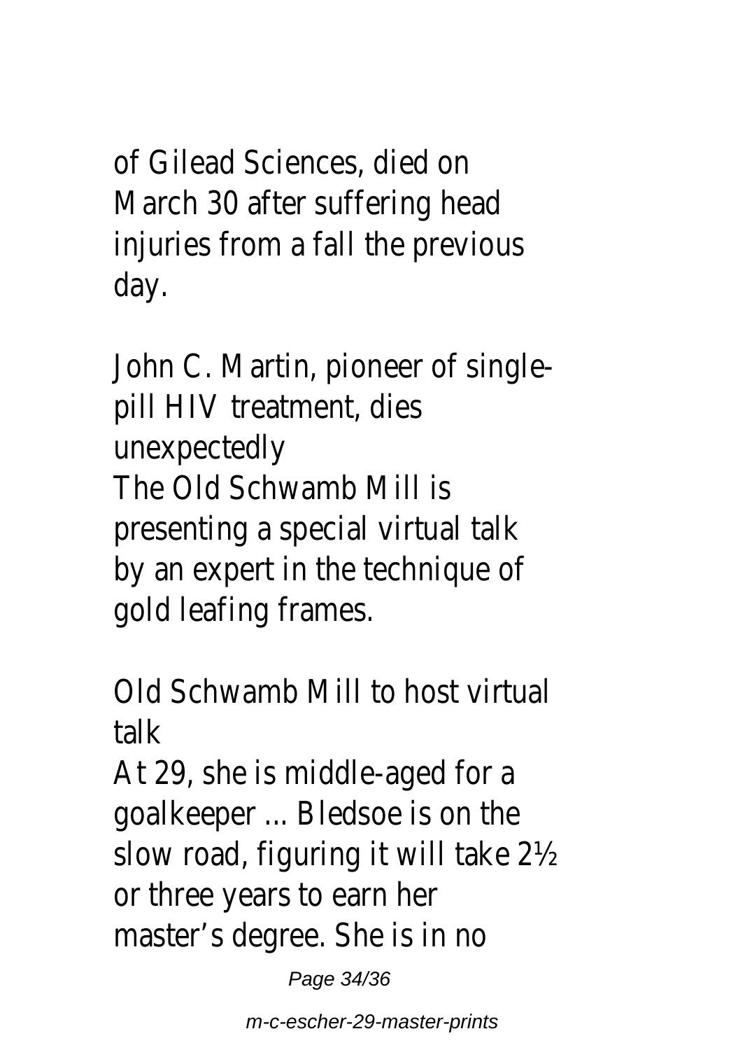of Gilead Sciences, died on March 30 after suffering head injuries from a fall the previous day.

John C. Martin, pioneer of single-pill HIV treatment, dies unexpectedly
The Old Schwamb Mill is presenting a special virtual talk by an expert in the technique of gold leafing frames.

Old Schwamb Mill to host virtual talk
At 29, she is middle-aged for a goalkeeper ... Bledsoe is on the slow road, figuring it will take 2½ or three years to earn her master’s degree. She is in no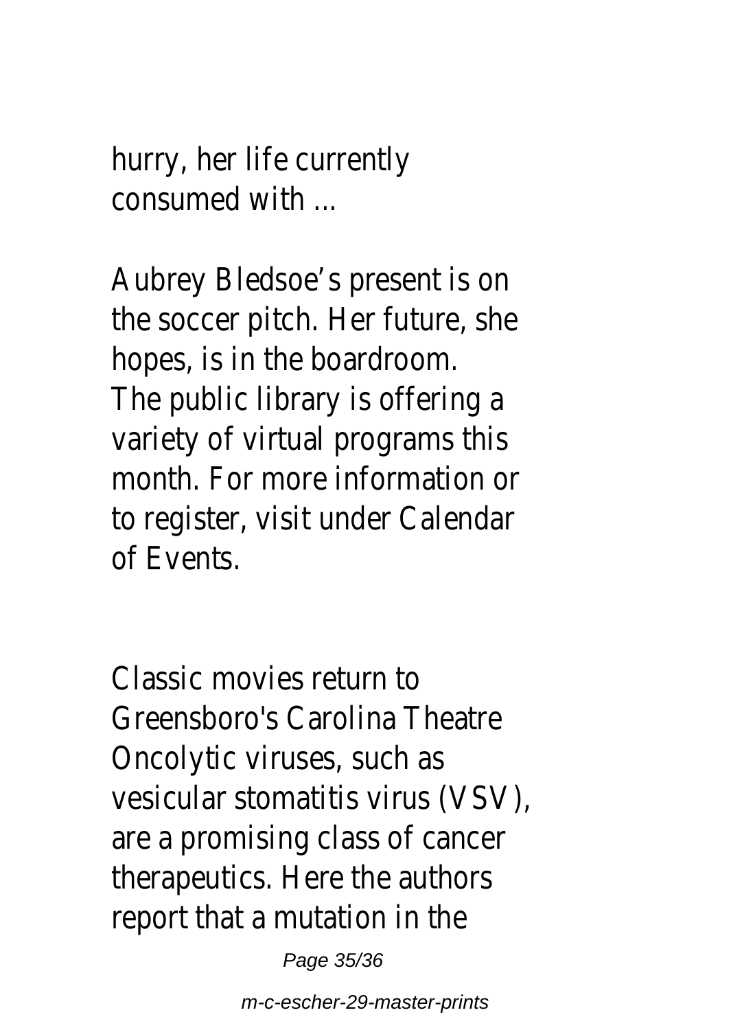hurry, her life currently consumed with ...

Aubrey Bledsoe's present is on the soccer pitch. Her future, she hopes, is in the boardroom.
The public library is offering a variety of virtual programs this month. For more information or to register, visit under Calendar of Events.

Classic movies return to Greensboro's Carolina Theatre
Oncolytic viruses, such as vesicular stomatitis virus (VSV), are a promising class of cancer therapeutics. Here the authors report that a mutation in the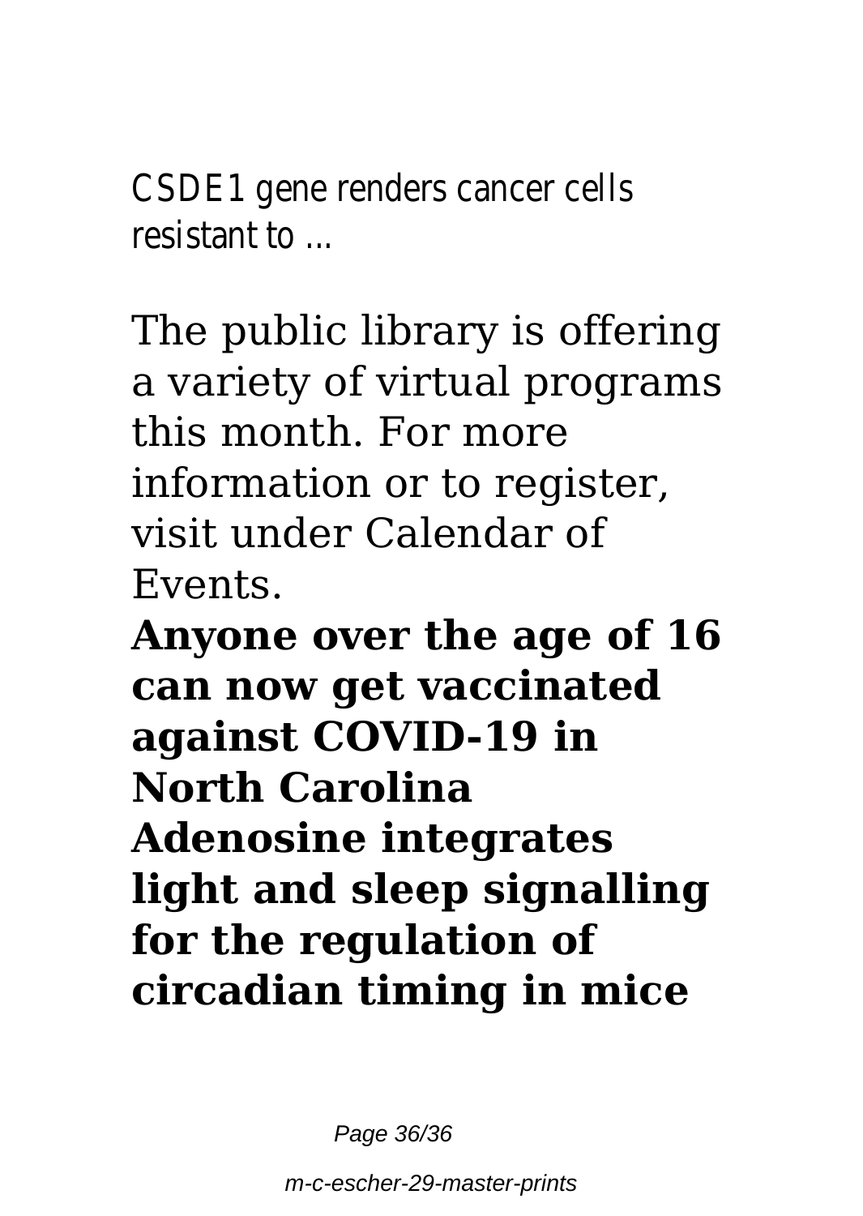CSDE1 gene renders cancer cells resistant to ...

The public library is offering a variety of virtual programs this month. For more information or to register, visit under Calendar of Events.

**Anyone over the age of 16 can now get vaccinated against COVID-19 in North Carolina**

**Adenosine integrates light and sleep signalling for the regulation of circadian timing in mice**